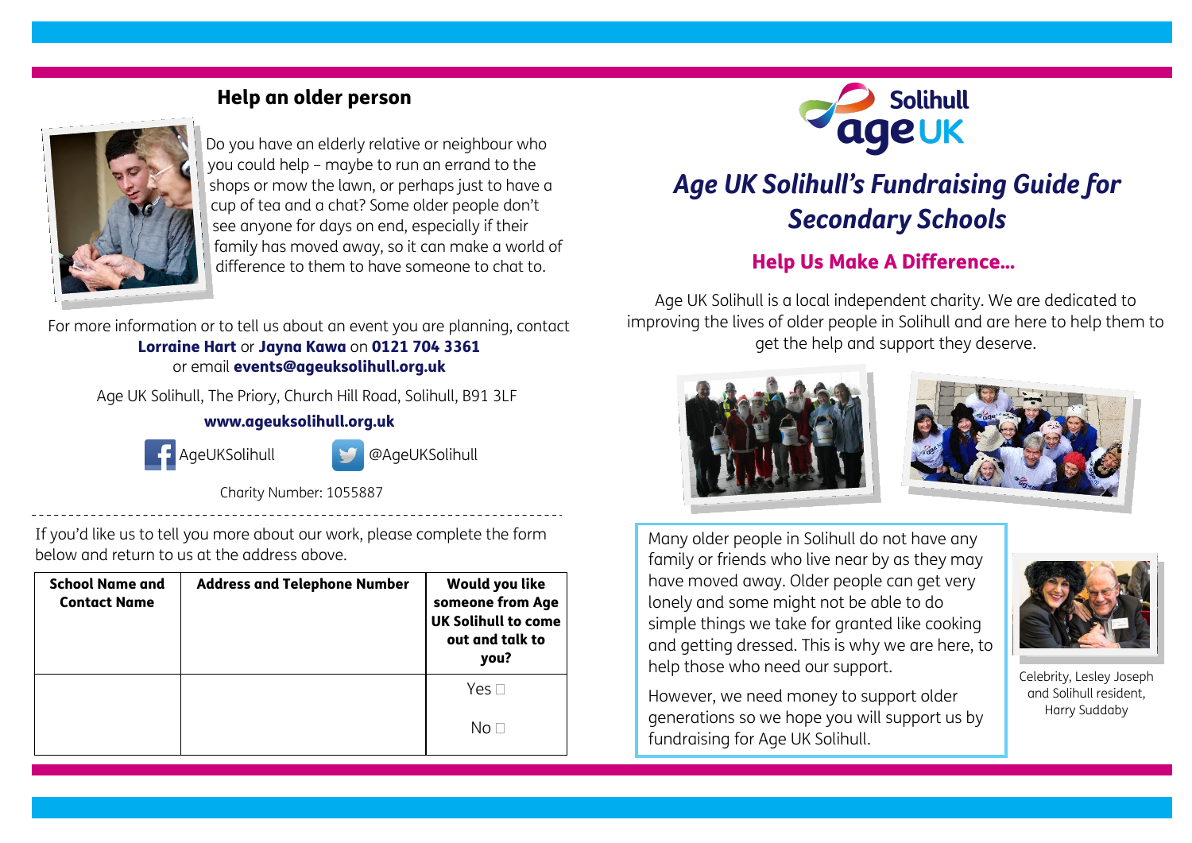## Help an older person

Do you have an elderly relative or neighbour who you could help – maybe to run an errand to the shops or mow the lawn, or perhaps just to have a cup of tea and a chat? Some older people don't see anyone for days on end, especially if their family has moved away, so it can make a world of difference to them to have someone to chat to.

For more information or to tell us about an event you are planning, contact **Lorraine Hart** or **Jayna Kawa** on **0121 704 3361** or email **events@ageuksolihull.org.uk**

Age UK Solihull, The Priory, Church Hill Road, Solihull, B91 3LF

**www.ageuksolihull.org.uk**

AgeUKSolihull @AgeUKSolihull

Charity Number: 1055887

---

If you'd like us to tell you more about our work, please complete the form below and return to us at the address above.

| School Name and Contact Name | Address and Telephone Number | Would you like someone from Age UK Solihull to come out and talk to you? |
|---|---|---|
| | | Yes ☐<br>No ☐ |

Solihull ageUK

# *Age UK Solihull's Fundraising Guide for Secondary Schools*

## Help Us Make A Difference...

Age UK Solihull is a local independent charity. We are dedicated to improving the lives of older people in Solihull and are here to help them to get the help and support they deserve.

Many older people in Solihull do not have any family or friends who live near by as they may have moved away. Older people can get very lonely and some might not be able to do simple things we take for granted like cooking and getting dressed. This is why we are here, to help those who need our support.

However, we need money to support older generations so we hope you will support us by fundraising for Age UK Solihull.

Celebrity, Lesley Joseph and Solihull resident, Harry Suddaby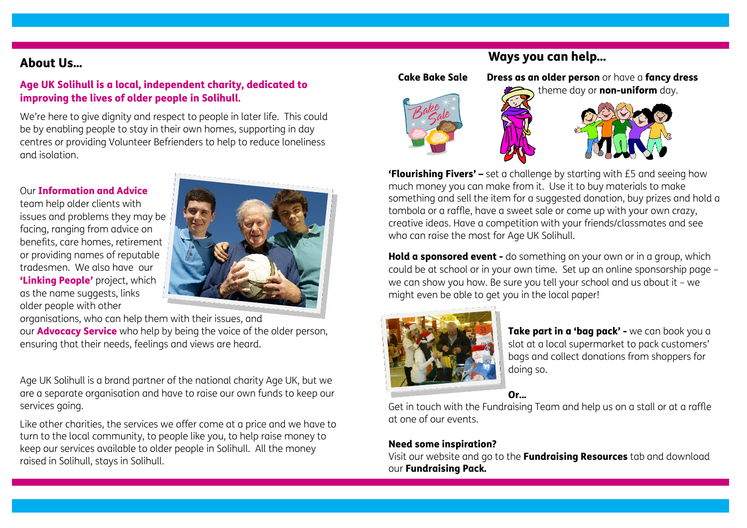## About Us…

**Age UK Solihull is a local, independent charity, dedicated to improving the lives of older people in Solihull.**

We're here to give dignity and respect to people in later life. This could be by enabling people to stay in their own homes, supporting in day centres or providing Volunteer Befrienders to help to reduce loneliness and isolation.

Our **Information and Advice** team help older clients with issues and problems they may be facing, ranging from advice on benefits, care homes, retirement or providing names of reputable tradesmen. We also have our **'Linking People'** project, which as the name suggests, links older people with other organisations, who can help them with their issues, and our **Advocacy Service** who help by being the voice of the older person, ensuring that their needs, feelings and views are heard.

Age UK Solihull is a brand partner of the national charity Age UK, but we are a separate organisation and have to raise our own funds to keep our services going.

Like other charities, the services we offer come at a price and we have to turn to the local community, to people like you, to help raise money to keep our services available to older people in Solihull. All the money raised in Solihull, stays in Solihull.

## Ways you can help…

**Cake Bake Sale**

**Dress as an older person** or have a **fancy dress** theme day or **non-uniform** day.

**'Flourishing Fivers' –** set a challenge by starting with £5 and seeing how much money you can make from it. Use it to buy materials to make something and sell the item for a suggested donation, buy prizes and hold a tombola or a raffle, have a sweet sale or come up with your own crazy, creative ideas. Have a competition with your friends/classmates and see who can raise the most for Age UK Solihull.

**Hold a sponsored event -** do something on your own or in a group, which could be at school or in your own time. Set up an online sponsorship page – we can show you how. Be sure you tell your school and us about it – we might even be able to get you in the local paper!

**Take part in a 'bag pack' -** we can book you a slot at a local supermarket to pack customers' bags and collect donations from shoppers for doing so.

**Or…**

Get in touch with the Fundraising Team and help us on a stall or at a raffle at one of our events.

**Need some inspiration?**

Visit our website and go to the **Fundraising Resources** tab and download our **Fundraising Pack.**